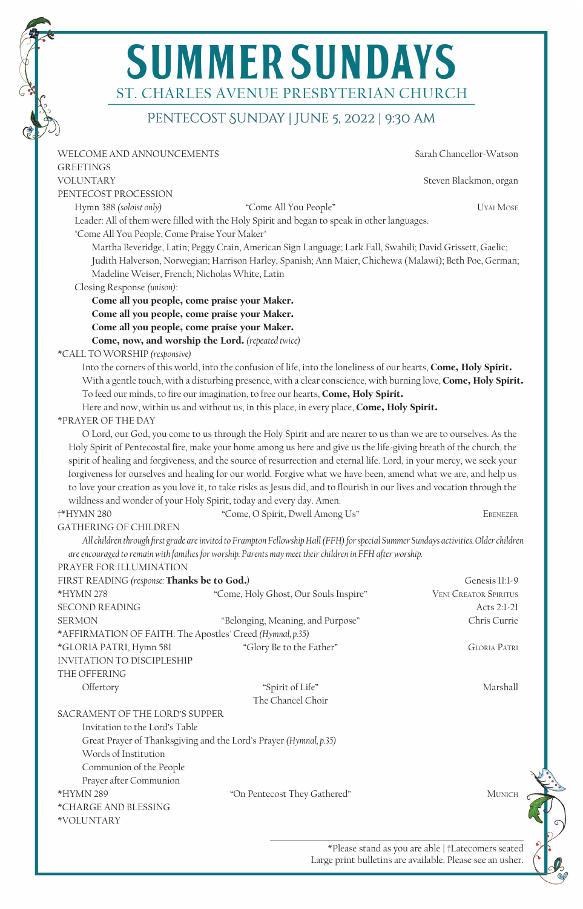# SUMMER SUNDAYS

## ST. CHARLES AVENUE PRESBYTERIAN CHURCH

### PENTECOST SUNDAY | JUNE 5, 2022 | 9:30 AM

WELCOME AND ANNOUNCEMENTS — Sarah Chancellor-Watson

GREETINGS

VOLUNTARY — Steven Blackmon, organ

PENTECOST PROCESSION

Hymn 388 *(soloist only)* — "Come All You People" — UYAI MOSE

Leader: All of them were filled with the Holy Spirit and began to speak in other languages.

"Come All You People, Come Praise Your Maker"

Martha Beveridge, Latin; Peggy Crain, American Sign Language; Lark Fall, Swahili; David Grissett, Gaelic; Judith Halverson, Norwegian; Harrison Harley, Spanish; Ann Maier, Chichewa (Malawi); Beth Poe, German; Madeline Weiser, French; Nicholas White, Latin

Closing Response *(unison)*:

**Come all you people, come praise your Maker.**
**Come all you people, come praise your Maker.**
**Come all you people, come praise your Maker.**
**Come, now, and worship the Lord.** *(repeated twice)*

*CALL TO WORSHIP *(responsive)*

Into the corners of this world, into the confusion of life, into the loneliness of our hearts, **Come, Holy Spirit.**
With a gentle touch, with a disturbing presence, with a clear conscience, with burning love, **Come, Holy Spirit.**
To feed our minds, to fire our imagination, to free our hearts, **Come, Holy Spirit.**
Here and now, within us and without us, in this place, in every place, **Come, Holy Spirit.**

*PRAYER OF THE DAY

O Lord, our God, you come to us through the Holy Spirit and are nearer to us than we are to ourselves. As the Holy Spirit of Pentecostal fire, make your home among us here and give us the life-giving breath of the church, the spirit of healing and forgiveness, and the source of resurrection and eternal life. Lord, in your mercy, we seek your forgiveness for ourselves and healing for our world. Forgive what we have been, amend what we are, and help us to love your creation as you love it, to take risks as Jesus did, and to flourish in our lives and vocation through the wildness and wonder of your Holy Spirit, today and every day. Amen.

†*HYMN 280 — "Come, O Spirit, Dwell Among Us" — EBENEZER

GATHERING OF CHILDREN

*All children through first grade are invited to Frampton Fellowship Hall (FFH) for special Summer Sundays activities. Older children are encouraged to remain with families for worship. Parents may meet their children in FFH after worship.*

PRAYER FOR ILLUMINATION

FIRST READING *(response:* **Thanks be to God.***)* — Genesis 11:1-9

*HYMN 278 — "Come, Holy Ghost, Our Souls Inspire" — VENI CREATOR SPIRITUS

SECOND READING — Acts 2:1-21

SERMON — "Belonging, Meaning, and Purpose" — Chris Currie

*AFFIRMATION OF FAITH: The Apostles' Creed *(Hymnal, p.35)*

*GLORIA PATRI, Hymn 581 — "Glory Be to the Father" — GLORIA PATRI

INVITATION TO DISCIPLESHIP

THE OFFERING

Offertory — "Spirit of Life" — Marshall
The Chancel Choir

SACRAMENT OF THE LORD'S SUPPER

Invitation to the Lord's Table
Great Prayer of Thanksgiving and the Lord's Prayer *(Hymnal, p.35)*
Words of Institution
Communion of the People
Prayer after Communion

*HYMN 289 — "On Pentecost They Gathered" — MUNICH

*CHARGE AND BLESSING

*VOLUNTARY

---

*Please stand as you are able | †Latecomers seated
Large print bulletins are available. Please see an usher.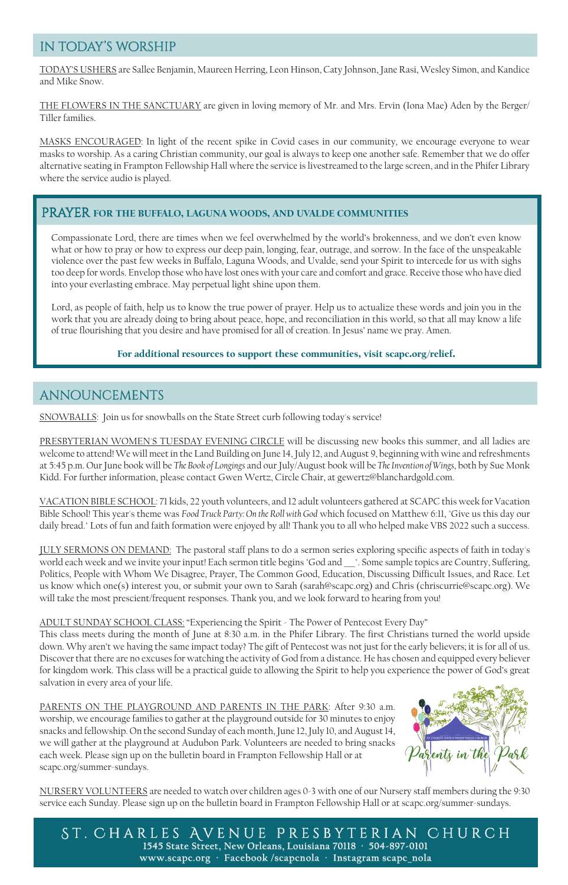## IN TODAY'S WORSHIP

TODAY'S USHERS are Sallee Benjamin, Maureen Herring, Leon Hinson, Caty Johnson, Jane Rasi, Wesley Simon, and Kandice and Mike Snow.

THE FLOWERS IN THE SANCTUARY are given in loving memory of Mr. and Mrs. Ervin (Iona Mae) Aden by the Berger/Tiller families.

MASKS ENCOURAGED: In light of the recent spike in Covid cases in our community, we encourage everyone to wear masks to worship. As a caring Christian community, our goal is always to keep one another safe. Remember that we do offer alternative seating in Frampton Fellowship Hall where the service is livestreamed to the large screen, and in the Phifer Library where the service audio is played.

## PRAYER FOR THE BUFFALO, LAGUNA WOODS, AND UVALDE COMMUNITIES

Compassionate Lord, there are times when we feel overwhelmed by the world's brokenness, and we don't even know what or how to pray or how to express our deep pain, longing, fear, outrage, and sorrow. In the face of the unspeakable violence over the past few weeks in Buffalo, Laguna Woods, and Uvalde, send your Spirit to intercede for us with sighs too deep for words. Envelop those who have lost ones with your care and comfort and grace. Receive those who have died into your everlasting embrace. May perpetual light shine upon them.

Lord, as people of faith, help us to know the true power of prayer. Help us to actualize these words and join you in the work that you are already doing to bring about peace, hope, and reconciliation in this world, so that all may know a life of true flourishing that you desire and have promised for all of creation. In Jesus' name we pray. Amen.

**For additional resources to support these communities, visit scapc.org/relief.**

## ANNOUNCEMENTS

SNOWBALLS: Join us for snowballs on the State Street curb following today's service!

PRESBYTERIAN WOMEN'S TUESDAY EVENING CIRCLE will be discussing new books this summer, and all ladies are welcome to attend! We will meet in the Land Building on June 14, July 12, and August 9, beginning with wine and refreshments at 5:45 p.m. Our June book will be *The Book of Longings* and our July/August book will be *The Invention of Wings*, both by Sue Monk Kidd. For further information, please contact Gwen Wertz, Circle Chair, at gewertz@blanchardgold.com.

VACATION BIBLE SCHOOL: 71 kids, 22 youth volunteers, and 12 adult volunteers gathered at SCAPC this week for Vacation Bible School! This year's theme was *Food Truck Party: On the Roll with God* which focused on Matthew 6:11, "Give us this day our daily bread." Lots of fun and faith formation were enjoyed by all! Thank you to all who helped make VBS 2022 such a success.

JULY SERMONS ON DEMAND: The pastoral staff plans to do a sermon series exploring specific aspects of faith in today's world each week and we invite your input! Each sermon title begins "God and ___". Some sample topics are Country, Suffering, Politics, People with Whom We Disagree, Prayer, The Common Good, Education, Discussing Difficult Issues, and Race. Let us know which one(s) interest you, or submit your own to Sarah (sarah@scapc.org) and Chris (chriscurrie@scapc.org). We will take the most prescient/frequent responses. Thank you, and we look forward to hearing from you!

ADULT SUNDAY SCHOOL CLASS: "Experiencing the Spirit - The Power of Pentecost Every Day"
This class meets during the month of June at 8:30 a.m. in the Phifer Library. The first Christians turned the world upside down. Why aren't we having the same impact today? The gift of Pentecost was not just for the early believers; it is for all of us. Discover that there are no excuses for watching the activity of God from a distance. He has chosen and equipped every believer for kingdom work. This class will be a practical guide to allowing the Spirit to help you experience the power of God's great salvation in every area of your life.

PARENTS ON THE PLAYGROUND AND PARENTS IN THE PARK: After 9:30 a.m. worship, we encourage families to gather at the playground outside for 30 minutes to enjoy snacks and fellowship. On the second Sunday of each month, June 12, July 10, and August 14, we will gather at the playground at Audubon Park. Volunteers are needed to bring snacks each week. Please sign up on the bulletin board in Frampton Fellowship Hall or at scapc.org/summer-sundays.

NURSERY VOLUNTEERS are needed to watch over children ages 0-3 with one of our Nursery staff members during the 9:30 service each Sunday. Please sign up on the bulletin board in Frampton Fellowship Hall or at scapc.org/summer-sundays.

**ST. CHARLES AVENUE PRESBYTERIAN CHURCH**
**1545 State Street, New Orleans, Louisiana 70118 · 504-897-0101**
**www.scapc.org · Facebook /scapcnola · Instagram scapc_nola**